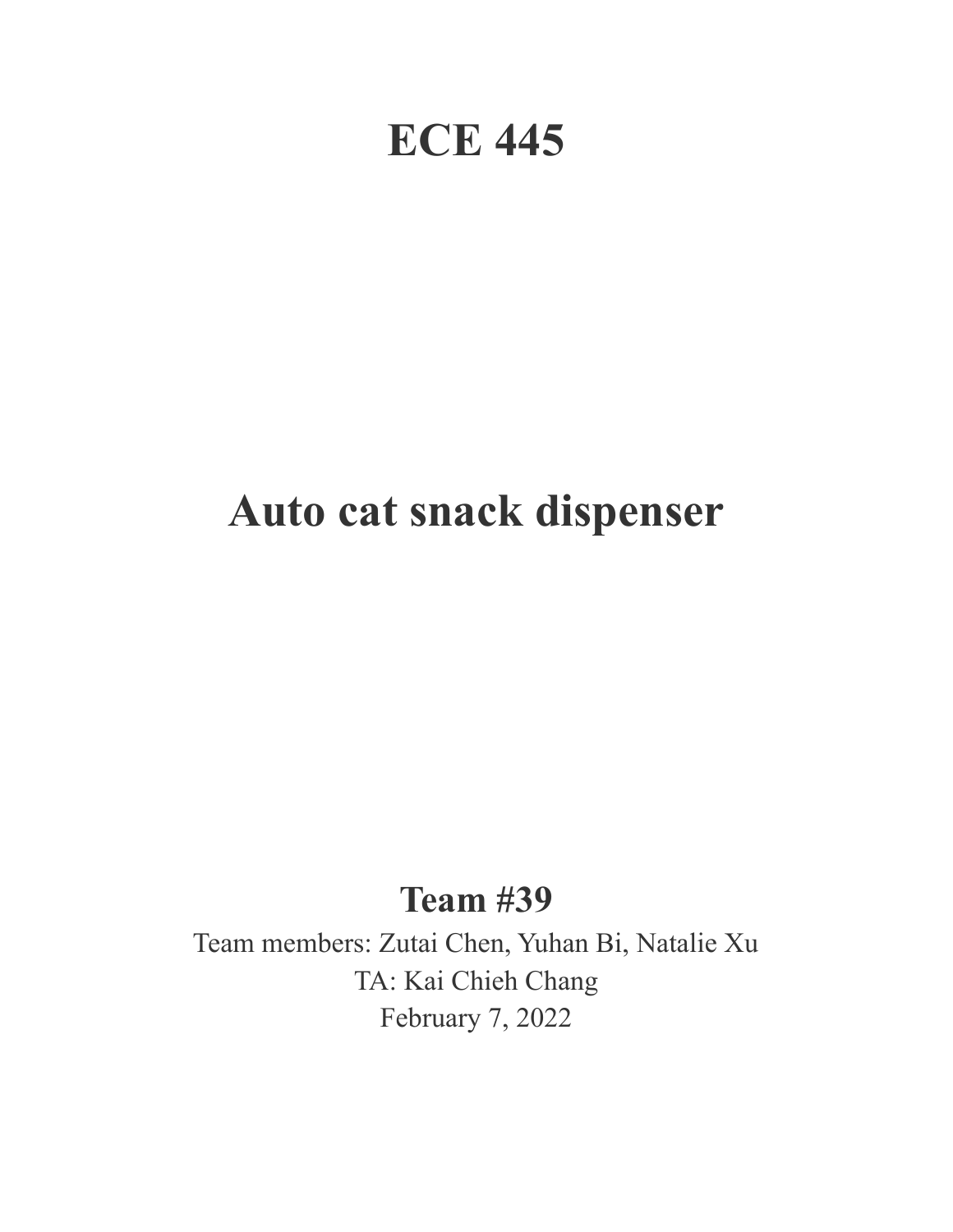# ECE 445

# Auto cat snack dispenser

## Team #39

Team members: Zutai Chen, Yuhan Bi, Natalie Xu

TA: Kai Chieh Chang

February 7, 2022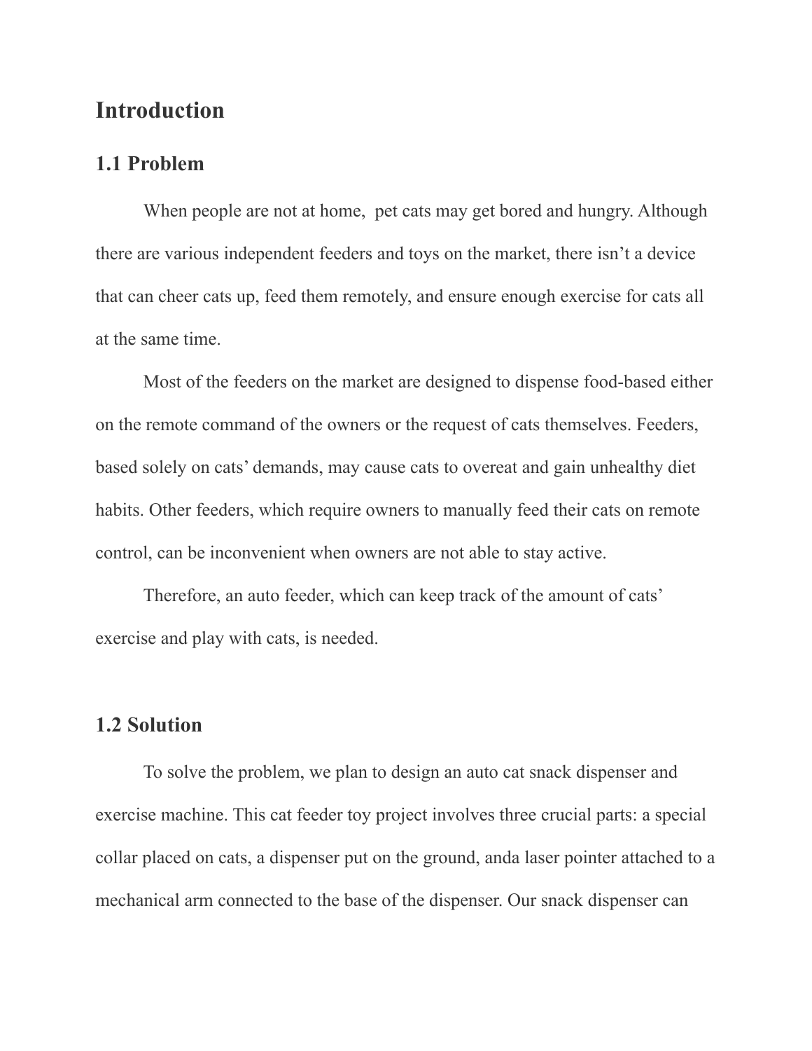# Introduction

## 1.1 Problem

When people are not at home,  pet cats may get bored and hungry. Although there are various independent feeders and toys on the market, there isn't a device that can cheer cats up, feed them remotely, and ensure enough exercise for cats all at the same time.

Most of the feeders on the market are designed to dispense food-based either on the remote command of the owners or the request of cats themselves. Feeders, based solely on cats' demands, may cause cats to overeat and gain unhealthy diet habits. Other feeders, which require owners to manually feed their cats on remote control, can be inconvenient when owners are not able to stay active.

Therefore, an auto feeder, which can keep track of the amount of cats' exercise and play with cats, is needed.

## 1.2 Solution

To solve the problem, we plan to design an auto cat snack dispenser and exercise machine. This cat feeder toy project involves three crucial parts: a special collar placed on cats, a dispenser put on the ground, anda laser pointer attached to a mechanical arm connected to the base of the dispenser. Our snack dispenser can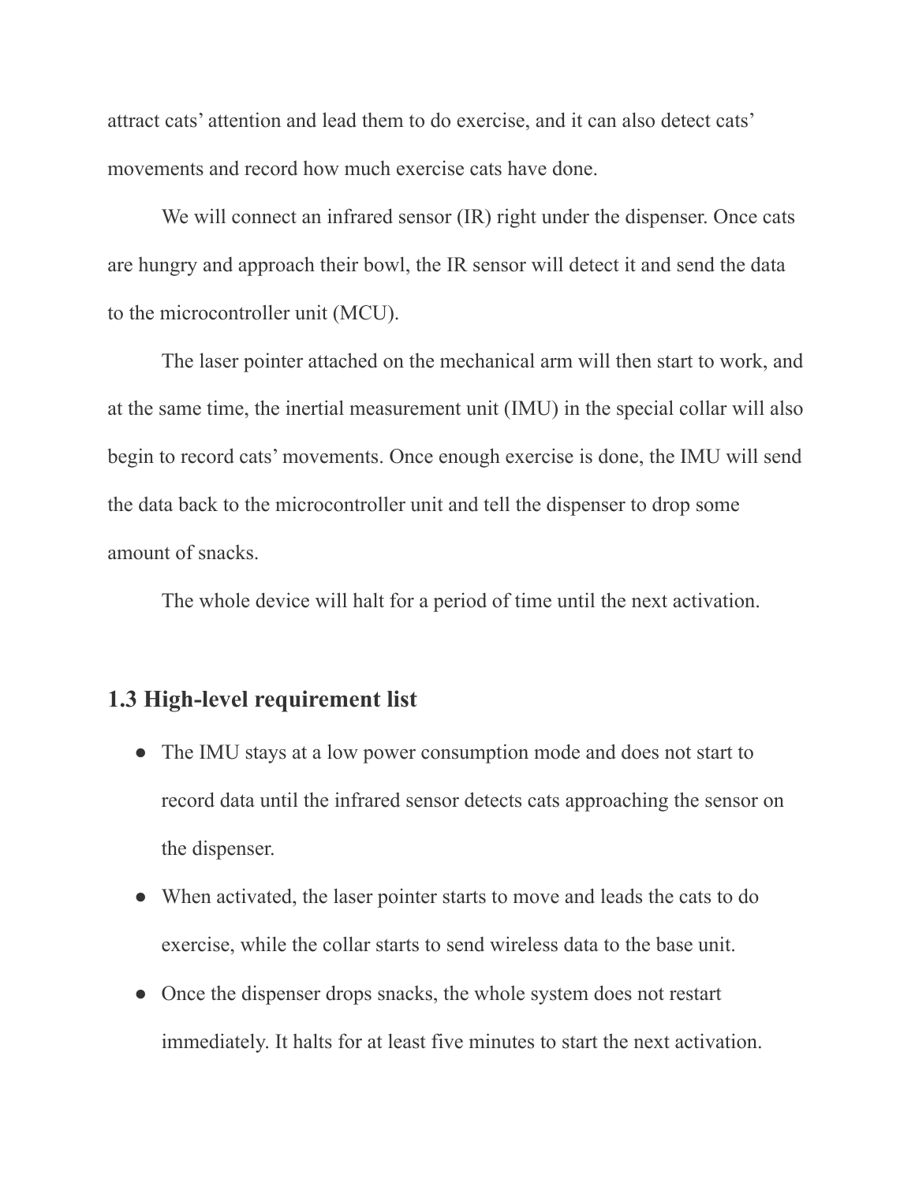attract cats' attention and lead them to do exercise, and it can also detect cats' movements and record how much exercise cats have done.

We will connect an infrared sensor (IR) right under the dispenser. Once cats are hungry and approach their bowl, the IR sensor will detect it and send the data to the microcontroller unit (MCU).

The laser pointer attached on the mechanical arm will then start to work, and at the same time, the inertial measurement unit (IMU) in the special collar will also begin to record cats' movements. Once enough exercise is done, the IMU will send the data back to the microcontroller unit and tell the dispenser to drop some amount of snacks.

The whole device will halt for a period of time until the next activation.

## 1.3 High-level requirement list

- The IMU stays at a low power consumption mode and does not start to record data until the infrared sensor detects cats approaching the sensor on the dispenser.
- When activated, the laser pointer starts to move and leads the cats to do exercise, while the collar starts to send wireless data to the base unit.
- Once the dispenser drops snacks, the whole system does not restart immediately. It halts for at least five minutes to start the next activation.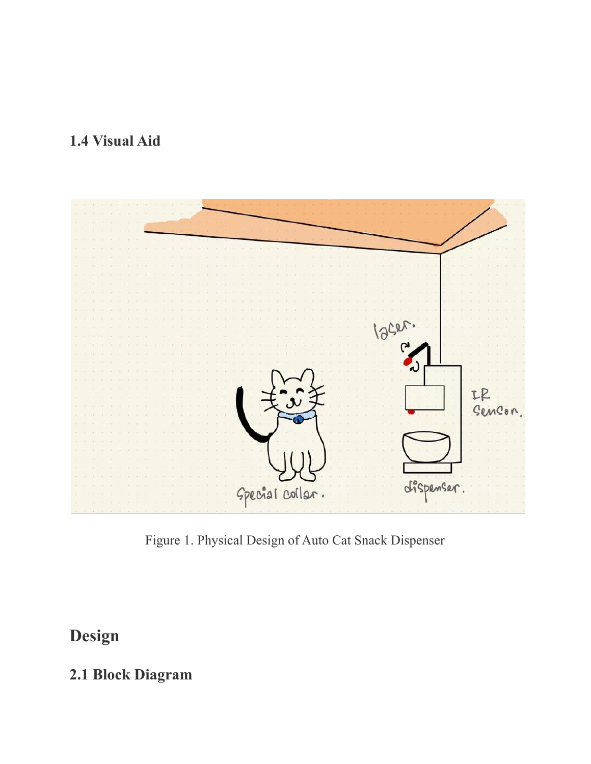### 1.4 Visual Aid

Figure 1. Physical Design of Auto Cat Snack Dispenser

## Design

### 2.1 Block Diagram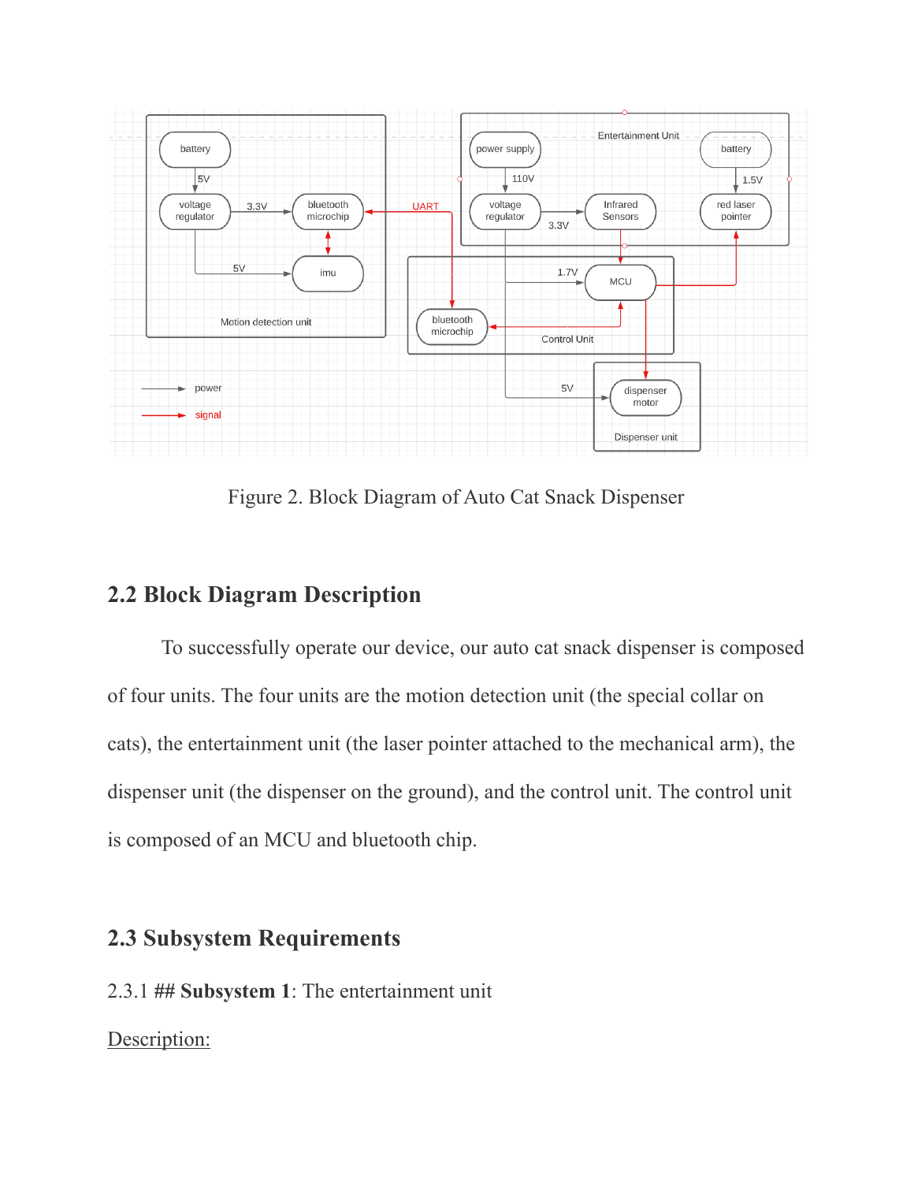Figure 2. Block Diagram of Auto Cat Snack Dispenser

## 2.2 Block Diagram Description

To successfully operate our device, our auto cat snack dispenser is composed of four units. The four units are the motion detection unit (the special collar on cats), the entertainment unit (the laser pointer attached to the mechanical arm), the dispenser unit (the dispenser on the ground), and the control unit. The control unit is composed of an MCU and bluetooth chip.

## 2.3 Subsystem Requirements

2.3.1 ## **Subsystem 1**: The entertainment unit

Description: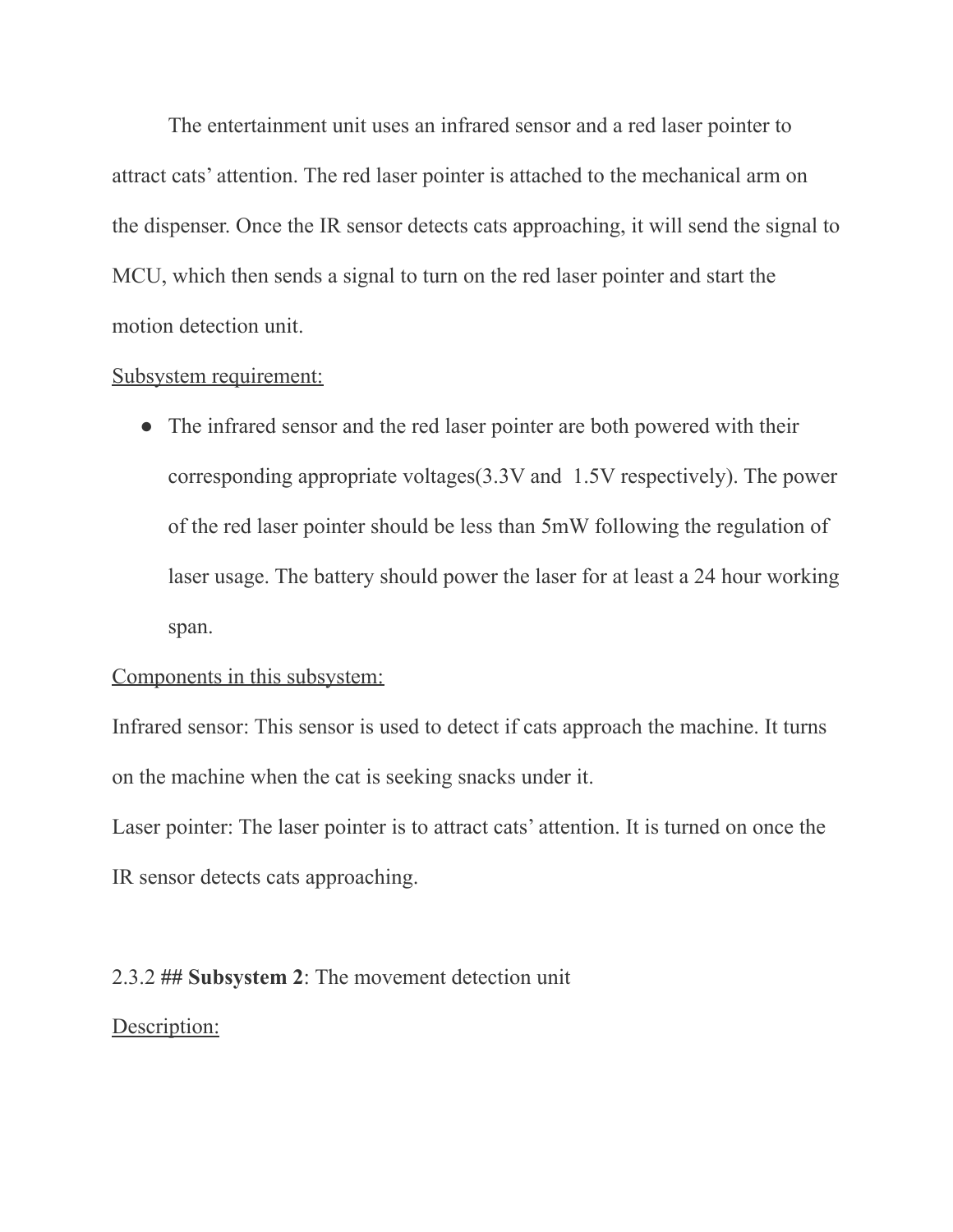The entertainment unit uses an infrared sensor and a red laser pointer to attract cats' attention. The red laser pointer is attached to the mechanical arm on the dispenser. Once the IR sensor detects cats approaching, it will send the signal to MCU, which then sends a signal to turn on the red laser pointer and start the motion detection unit.

<u>Subsystem requirement:</u>

- The infrared sensor and the red laser pointer are both powered with their corresponding appropriate voltages(3.3V and 1.5V respectively). The power of the red laser pointer should be less than 5mW following the regulation of laser usage. The battery should power the laser for at least a 24 hour working span.

<u>Components in this subsystem:</u>

Infrared sensor: This sensor is used to detect if cats approach the machine. It turns on the machine when the cat is seeking snacks under it.

Laser pointer: The laser pointer is to attract cats' attention. It is turned on once the IR sensor detects cats approaching.

2.3.2 ## **Subsystem 2**: The movement detection unit

<u>Description:</u>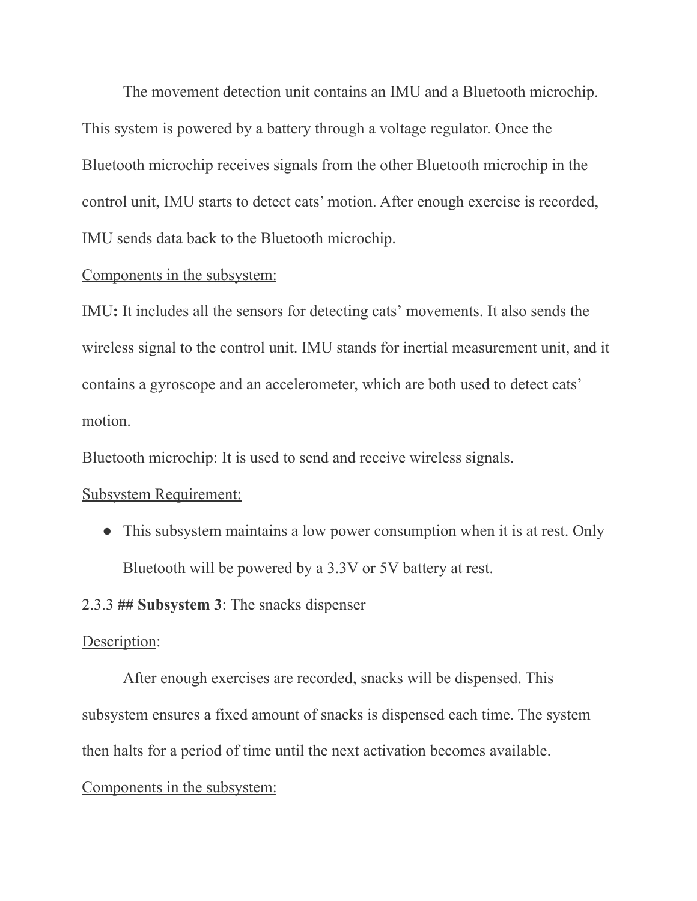The movement detection unit contains an IMU and a Bluetooth microchip. This system is powered by a battery through a voltage regulator. Once the Bluetooth microchip receives signals from the other Bluetooth microchip in the control unit, IMU starts to detect cats' motion. After enough exercise is recorded, IMU sends data back to the Bluetooth microchip.

<u>Components in the subsystem:</u>

IMU**:** It includes all the sensors for detecting cats' movements. It also sends the wireless signal to the control unit. IMU stands for inertial measurement unit, and it contains a gyroscope and an accelerometer, which are both used to detect cats' motion.

Bluetooth microchip: It is used to send and receive wireless signals.

<u>Subsystem Requirement:</u>

- This subsystem maintains a low power consumption when it is at rest. Only Bluetooth will be powered by a 3.3V or 5V battery at rest.

2.3.3 ## **Subsystem 3**: The snacks dispenser

<u>Description</u>:

After enough exercises are recorded, snacks will be dispensed. This subsystem ensures a fixed amount of snacks is dispensed each time. The system then halts for a period of time until the next activation becomes available.

<u>Components in the subsystem:</u>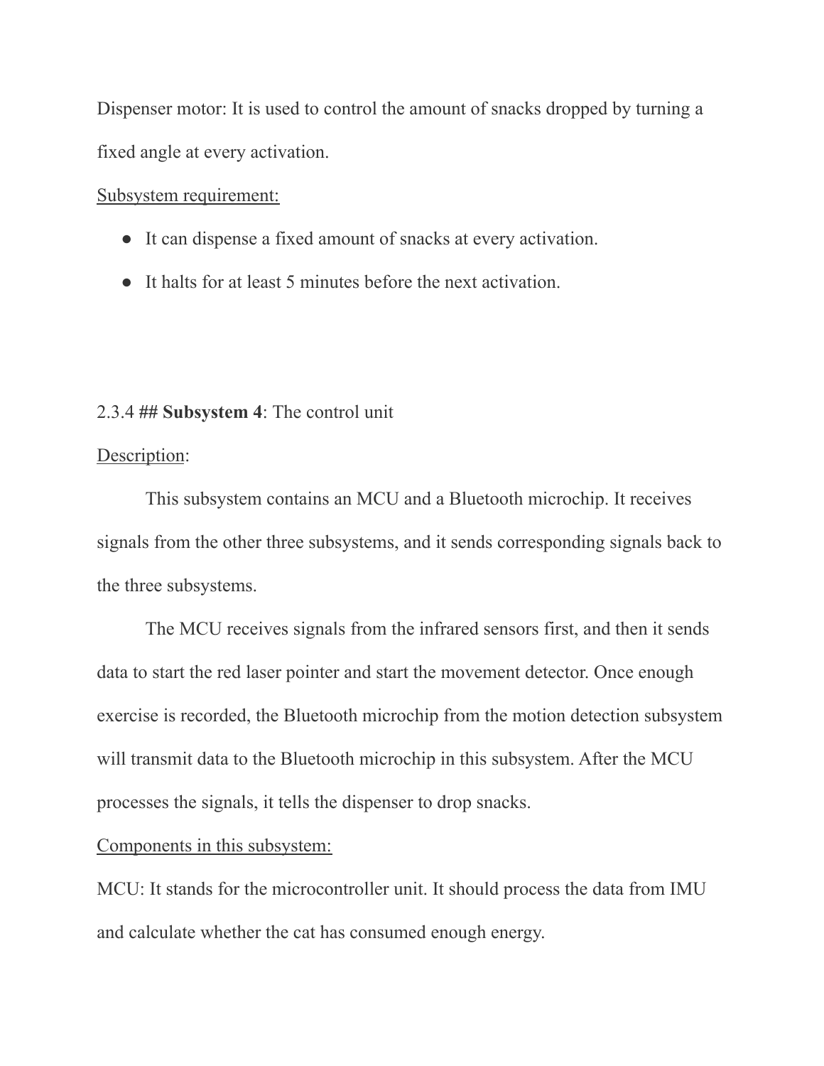Dispenser motor: It is used to control the amount of snacks dropped by turning a fixed angle at every activation.

Subsystem requirement:

- It can dispense a fixed amount of snacks at every activation.
- It halts for at least 5 minutes before the next activation.

2.3.4 ## **Subsystem 4**: The control unit

Description:

This subsystem contains an MCU and a Bluetooth microchip. It receives signals from the other three subsystems, and it sends corresponding signals back to the three subsystems.

The MCU receives signals from the infrared sensors first, and then it sends data to start the red laser pointer and start the movement detector. Once enough exercise is recorded, the Bluetooth microchip from the motion detection subsystem will transmit data to the Bluetooth microchip in this subsystem. After the MCU processes the signals, it tells the dispenser to drop snacks.

Components in this subsystem:

MCU: It stands for the microcontroller unit. It should process the data from IMU and calculate whether the cat has consumed enough energy.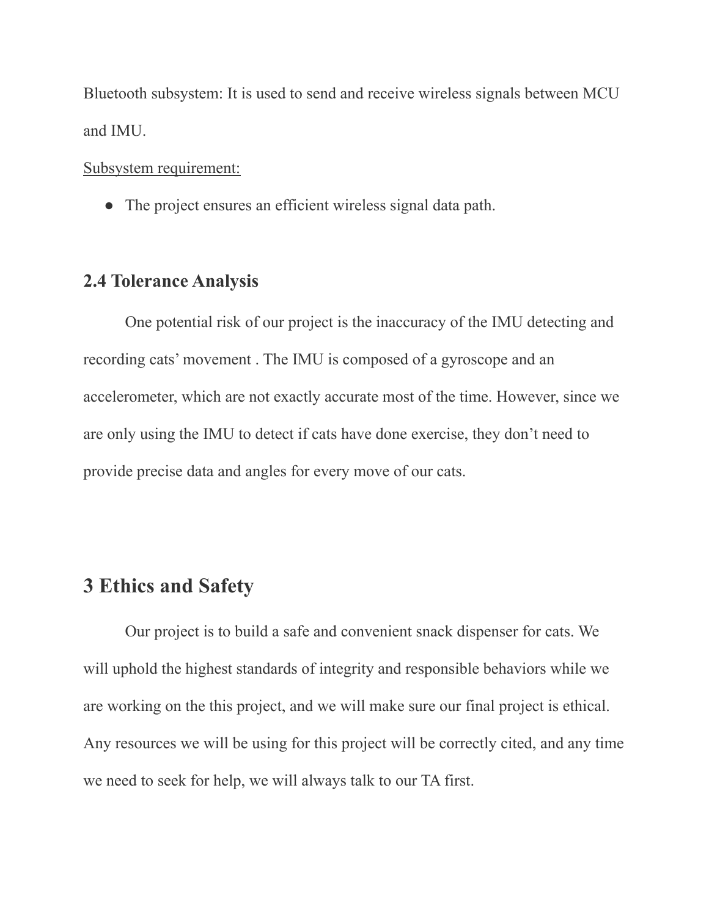Bluetooth subsystem: It is used to send and receive wireless signals between MCU and IMU.

Subsystem requirement:

- The project ensures an efficient wireless signal data path.

### 2.4 Tolerance Analysis

One potential risk of our project is the inaccuracy of the IMU detecting and recording cats' movement . The IMU is composed of a gyroscope and an accelerometer, which are not exactly accurate most of the time. However, since we are only using the IMU to detect if cats have done exercise, they don't need to provide precise data and angles for every move of our cats.

## 3 Ethics and Safety

Our project is to build a safe and convenient snack dispenser for cats. We will uphold the highest standards of integrity and responsible behaviors while we are working on the this project, and we will make sure our final project is ethical. Any resources we will be using for this project will be correctly cited, and any time we need to seek for help, we will always talk to our TA first.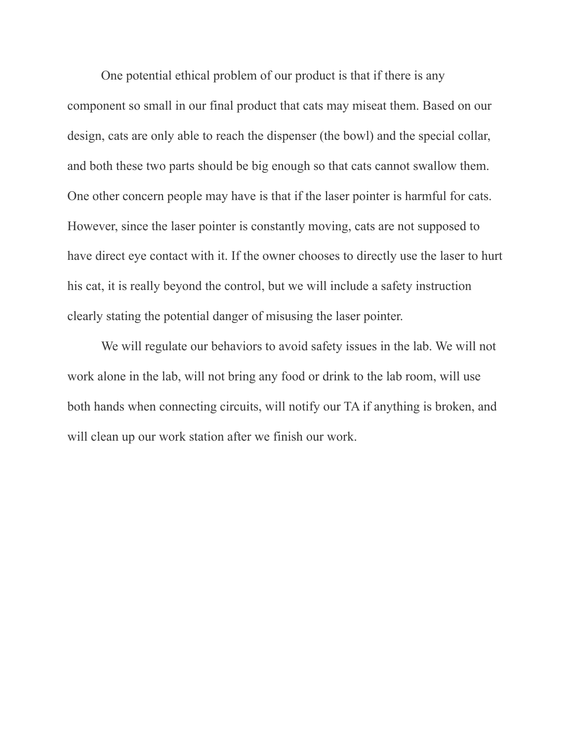One potential ethical problem of our product is that if there is any component so small in our final product that cats may miseat them. Based on our design, cats are only able to reach the dispenser (the bowl) and the special collar, and both these two parts should be big enough so that cats cannot swallow them. One other concern people may have is that if the laser pointer is harmful for cats. However, since the laser pointer is constantly moving, cats are not supposed to have direct eye contact with it. If the owner chooses to directly use the laser to hurt his cat, it is really beyond the control, but we will include a safety instruction clearly stating the potential danger of misusing the laser pointer.

We will regulate our behaviors to avoid safety issues in the lab. We will not work alone in the lab, will not bring any food or drink to the lab room, will use both hands when connecting circuits, will notify our TA if anything is broken, and will clean up our work station after we finish our work.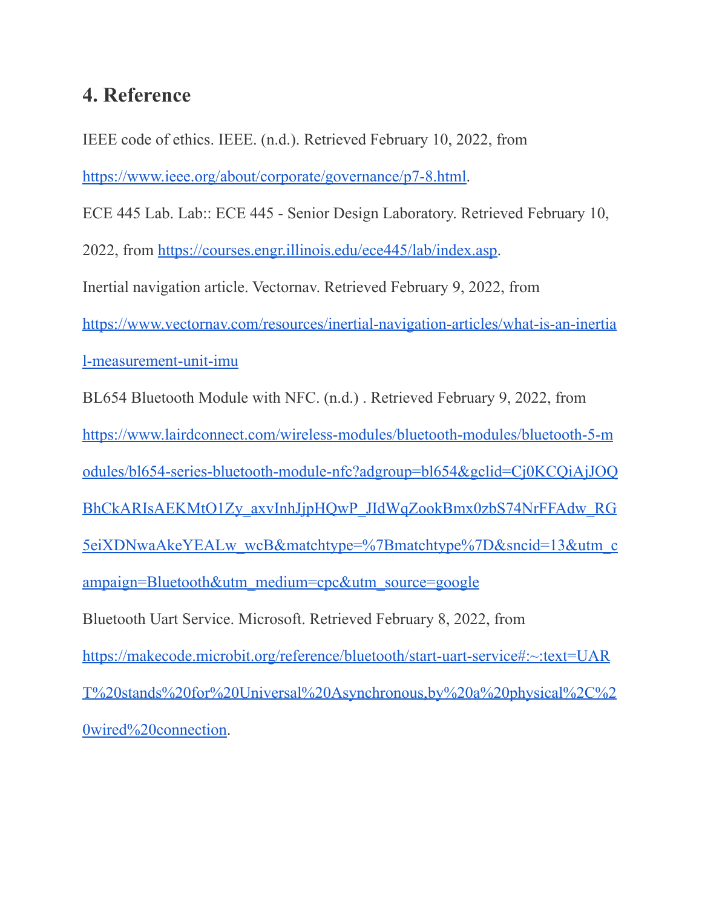## 4. Reference

IEEE code of ethics. IEEE. (n.d.). Retrieved February 10, 2022, from https://www.ieee.org/about/corporate/governance/p7-8.html.

ECE 445 Lab. Lab:: ECE 445 - Senior Design Laboratory. Retrieved February 10, 2022, from https://courses.engr.illinois.edu/ece445/lab/index.asp.

Inertial navigation article. Vectornav. Retrieved February 9, 2022, from https://www.vectornav.com/resources/inertial-navigation-articles/what-is-an-inertial-measurement-unit-imu

BL654 Bluetooth Module with NFC. (n.d.) . Retrieved February 9, 2022, from https://www.lairdconnect.com/wireless-modules/bluetooth-modules/bluetooth-5-modules/bl654-series-bluetooth-module-nfc?adgroup=bl654&gclid=Cj0KCQiAjJOQBhCkARIsAEKMtO1Zy_axvInhJjpHQwP_JIdWqZookBmx0zbS74NrFFAdw_RG5eiXDNwaAkeYEALw_wcB&matchtype=%7Bmatchtype%7D&sncid=13&utm_campaign=Bluetooth&utm_medium=cpc&utm_source=google

Bluetooth Uart Service. Microsoft. Retrieved February 8, 2022, from https://makecode.microbit.org/reference/bluetooth/start-uart-service#:~:text=UART%20stands%20for%20Universal%20Asynchronous,by%20a%20physical%2C%20wired%20connection.